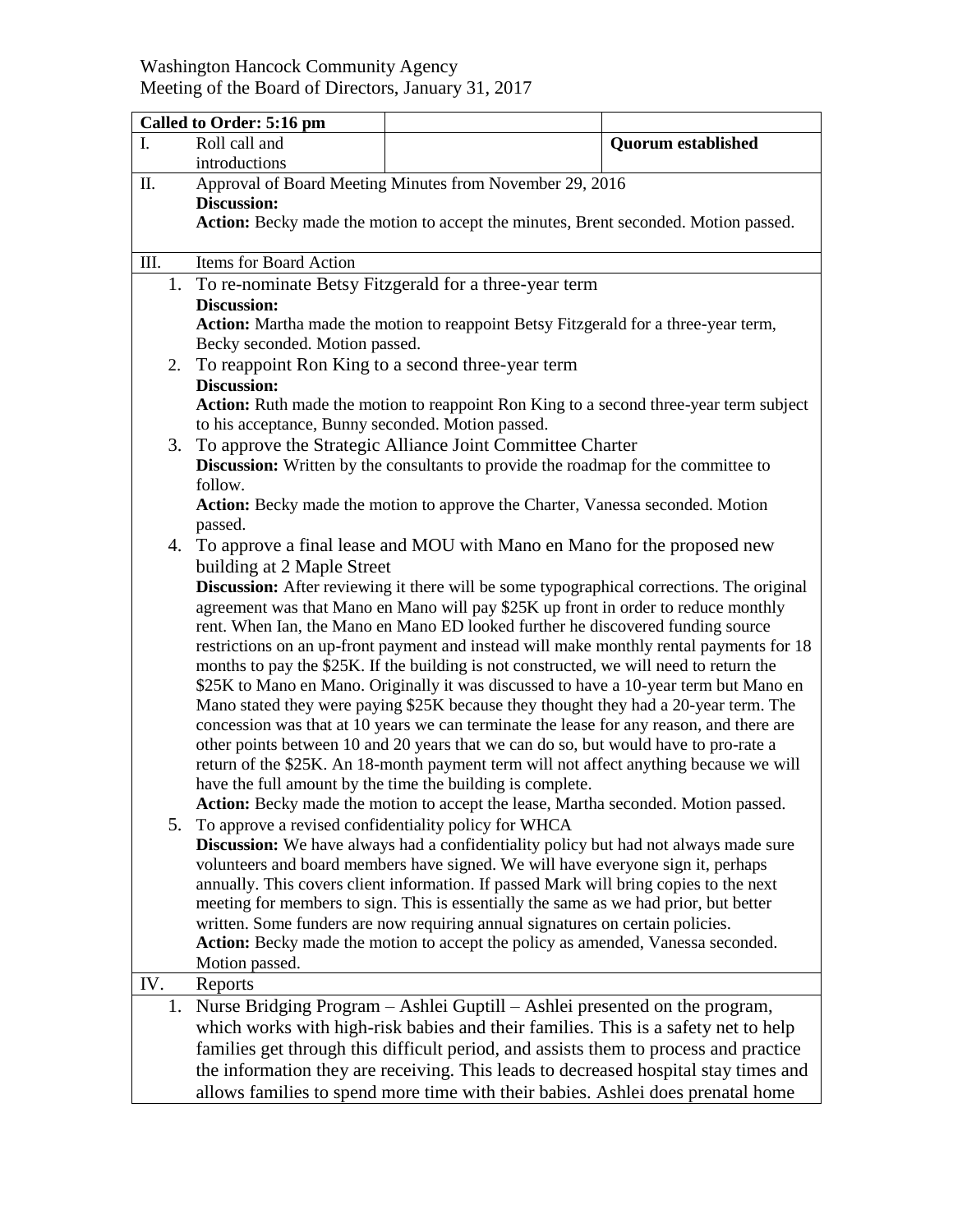Washington Hancock Community Agency
Meeting of the Board of Directors, January 31, 2017

| Called to Order: 5:16 pm | | | |
|---|---|---|---|
| I. | Roll call and introductions | | **Quorum established** |
| II. | Approval of Board Meeting Minutes from November 29, 2016<br>**Discussion:**<br>**Action:** Becky made the motion to accept the minutes, Brent seconded. Motion passed. | | |
| III. | Items for Board Action | | |
| 1. | To re-nominate Betsy Fitzgerald for a three-year term<br>**Discussion:**<br>**Action:** Martha made the motion to reappoint Betsy Fitzgerald for a three-year term, Becky seconded. Motion passed. | | |
| 2. | To reappoint Ron King to a second three-year term<br>**Discussion:**<br>**Action:** Ruth made the motion to reappoint Ron King to a second three-year term subject to his acceptance, Bunny seconded. Motion passed. | | |
| 3. | To approve the Strategic Alliance Joint Committee Charter<br>**Discussion:** Written by the consultants to provide the roadmap for the committee to follow.<br>**Action:** Becky made the motion to approve the Charter, Vanessa seconded. Motion passed. | | |
| 4. | To approve a final lease and MOU with Mano en Mano for the proposed new building at 2 Maple Street<br>**Discussion:** After reviewing it there will be some typographical corrections. The original agreement was that Mano en Mano will pay $25K up front in order to reduce monthly rent. When Ian, the Mano en Mano ED looked further he discovered funding source restrictions on an up-front payment and instead will make monthly rental payments for 18 months to pay the $25K. If the building is not constructed, we will need to return the $25K to Mano en Mano. Originally it was discussed to have a 10-year term but Mano en Mano stated they were paying $25K because they thought they had a 20-year term. The concession was that at 10 years we can terminate the lease for any reason, and there are other points between 10 and 20 years that we can do so, but would have to pro-rate a return of the $25K. An 18-month payment term will not affect anything because we will have the full amount by the time the building is complete.<br>**Action:** Becky made the motion to accept the lease, Martha seconded. Motion passed. | | |
| 5. | To approve a revised confidentiality policy for WHCA<br>**Discussion:** We have always had a confidentiality policy but had not always made sure volunteers and board members have signed. We will have everyone sign it, perhaps annually. This covers client information. If passed Mark will bring copies to the next meeting for members to sign. This is essentially the same as we had prior, but better written. Some funders are now requiring annual signatures on certain policies.<br>**Action:** Becky made the motion to accept the policy as amended, Vanessa seconded. Motion passed. | | |
| IV. | Reports | | |
| 1. | Nurse Bridging Program – Ashlei Guptill – Ashlei presented on the program, which works with high-risk babies and their families. This is a safety net to help families get through this difficult period, and assists them to process and practice the information they are receiving. This leads to decreased hospital stay times and allows families to spend more time with their babies. Ashlei does prenatal home | | |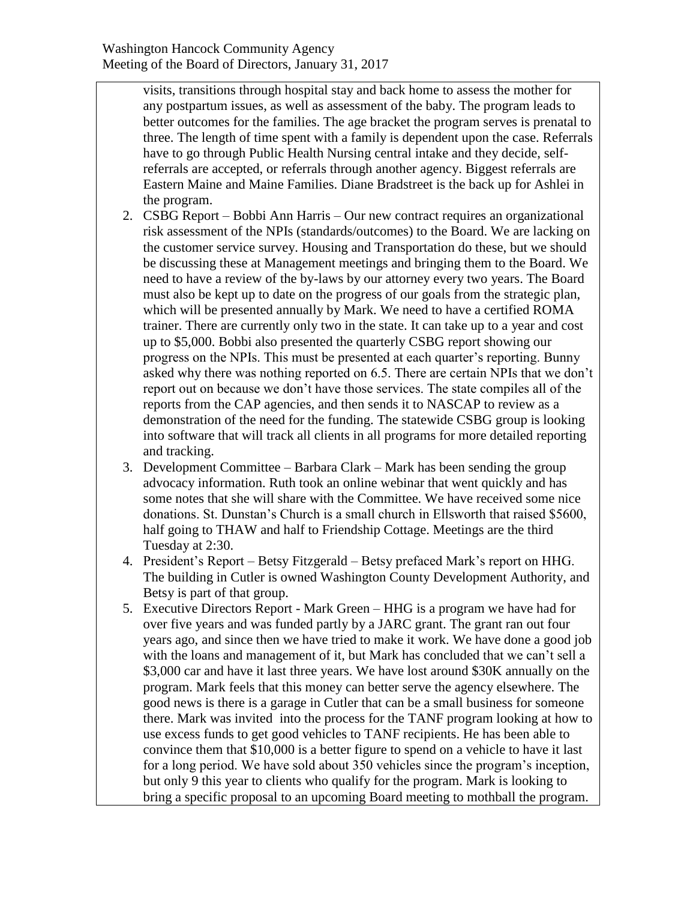visits, transitions through hospital stay and back home to assess the mother for any postpartum issues, as well as assessment of the baby. The program leads to better outcomes for the families. The age bracket the program serves is prenatal to three. The length of time spent with a family is dependent upon the case. Referrals have to go through Public Health Nursing central intake and they decide, self-referrals are accepted, or referrals through another agency. Biggest referrals are Eastern Maine and Maine Families. Diane Bradstreet is the back up for Ashlei in the program.

2. CSBG Report – Bobbi Ann Harris – Our new contract requires an organizational risk assessment of the NPIs (standards/outcomes) to the Board. We are lacking on the customer service survey. Housing and Transportation do these, but we should be discussing these at Management meetings and bringing them to the Board. We need to have a review of the by-laws by our attorney every two years. The Board must also be kept up to date on the progress of our goals from the strategic plan, which will be presented annually by Mark. We need to have a certified ROMA trainer. There are currently only two in the state. It can take up to a year and cost up to $5,000. Bobbi also presented the quarterly CSBG report showing our progress on the NPIs. This must be presented at each quarter's reporting. Bunny asked why there was nothing reported on 6.5. There are certain NPIs that we don't report out on because we don't have those services. The state compiles all of the reports from the CAP agencies, and then sends it to NASCAP to review as a demonstration of the need for the funding. The statewide CSBG group is looking into software that will track all clients in all programs for more detailed reporting and tracking.
3. Development Committee – Barbara Clark – Mark has been sending the group advocacy information. Ruth took an online webinar that went quickly and has some notes that she will share with the Committee. We have received some nice donations. St. Dunstan's Church is a small church in Ellsworth that raised $5600, half going to THAW and half to Friendship Cottage. Meetings are the third Tuesday at 2:30.
4. President's Report – Betsy Fitzgerald – Betsy prefaced Mark's report on HHG. The building in Cutler is owned Washington County Development Authority, and Betsy is part of that group.
5. Executive Directors Report - Mark Green – HHG is a program we have had for over five years and was funded partly by a JARC grant. The grant ran out four years ago, and since then we have tried to make it work. We have done a good job with the loans and management of it, but Mark has concluded that we can't sell a $3,000 car and have it last three years. We have lost around $30K annually on the program. Mark feels that this money can better serve the agency elsewhere. The good news is there is a garage in Cutler that can be a small business for someone there. Mark was invited into the process for the TANF program looking at how to use excess funds to get good vehicles to TANF recipients. He has been able to convince them that $10,000 is a better figure to spend on a vehicle to have it last for a long period. We have sold about 350 vehicles since the program's inception, but only 9 this year to clients who qualify for the program. Mark is looking to bring a specific proposal to an upcoming Board meeting to mothball the program.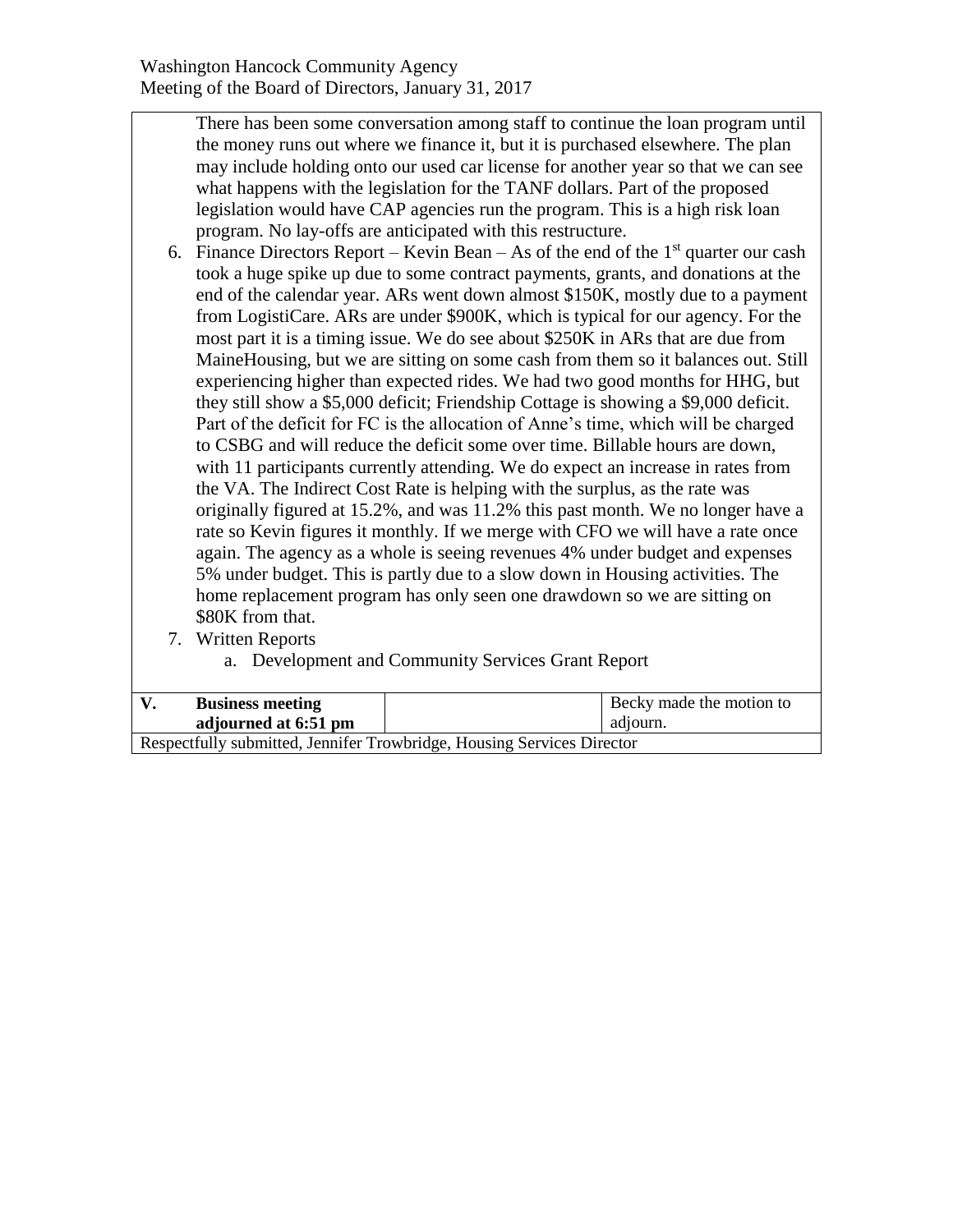There has been some conversation among staff to continue the loan program until the money runs out where we finance it, but it is purchased elsewhere. The plan may include holding onto our used car license for another year so that we can see what happens with the legislation for the TANF dollars. Part of the proposed legislation would have CAP agencies run the program. This is a high risk loan program. No lay-offs are anticipated with this restructure.

6. Finance Directors Report – Kevin Bean – As of the end of the 1st quarter our cash took a huge spike up due to some contract payments, grants, and donations at the end of the calendar year. ARs went down almost \$150K, mostly due to a payment from LogistiCare. ARs are under \$900K, which is typical for our agency. For the most part it is a timing issue. We do see about \$250K in ARs that are due from MaineHousing, but we are sitting on some cash from them so it balances out. Still experiencing higher than expected rides. We had two good months for HHG, but they still show a \$5,000 deficit; Friendship Cottage is showing a \$9,000 deficit. Part of the deficit for FC is the allocation of Anne's time, which will be charged to CSBG and will reduce the deficit some over time. Billable hours are down, with 11 participants currently attending. We do expect an increase in rates from the VA. The Indirect Cost Rate is helping with the surplus, as the rate was originally figured at 15.2%, and was 11.2% this past month. We no longer have a rate so Kevin figures it monthly. If we merge with CFO we will have a rate once again. The agency as a whole is seeing revenues 4% under budget and expenses 5% under budget. This is partly due to a slow down in Housing activities. The home replacement program has only seen one drawdown so we are sitting on \$80K from that.
7. Written Reports
   a. Development and Community Services Grant Report

| | | |
|---|---|---|
| **V. Business meeting adjourned at 6:51 pm** | | Becky made the motion to adjourn. |

Respectfully submitted, Jennifer Trowbridge, Housing Services Director